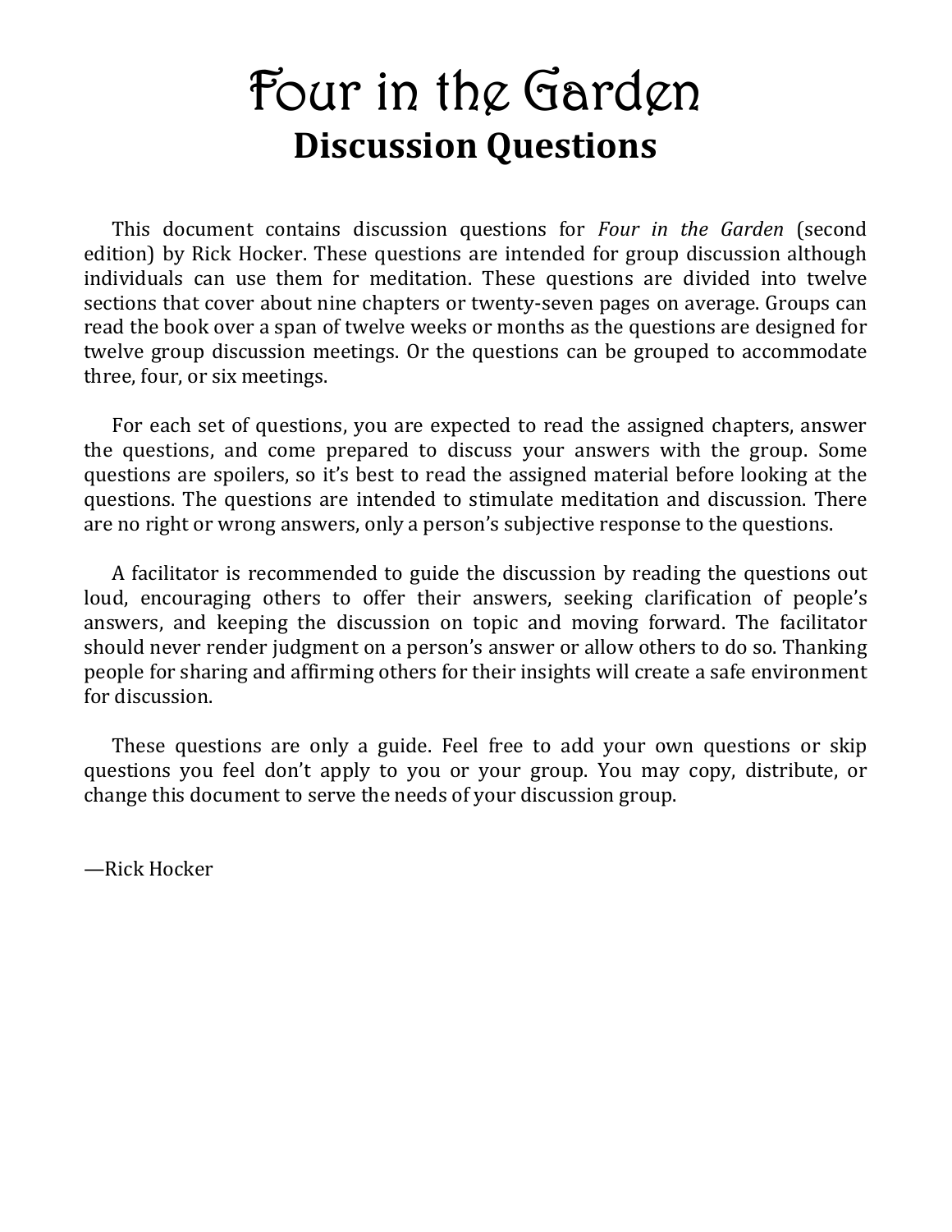# Four in the Garden

## Discussion Questions

This document contains discussion questions for *Four in the Garden* (second edition) by Rick Hocker. These questions are intended for group discussion although individuals can use them for meditation. These questions are divided into twelve sections that cover about nine chapters or twenty-seven pages on average. Groups can read the book over a span of twelve weeks or months as the questions are designed for twelve group discussion meetings. Or the questions can be grouped to accommodate three, four, or six meetings.

For each set of questions, you are expected to read the assigned chapters, answer the questions, and come prepared to discuss your answers with the group. Some questions are spoilers, so it's best to read the assigned material before looking at the questions. The questions are intended to stimulate meditation and discussion. There are no right or wrong answers, only a person's subjective response to the questions.

A facilitator is recommended to guide the discussion by reading the questions out loud, encouraging others to offer their answers, seeking clarification of people's answers, and keeping the discussion on topic and moving forward. The facilitator should never render judgment on a person's answer or allow others to do so. Thanking people for sharing and affirming others for their insights will create a safe environment for discussion.

These questions are only a guide. Feel free to add your own questions or skip questions you feel don't apply to you or your group. You may copy, distribute, or change this document to serve the needs of your discussion group.

—Rick Hocker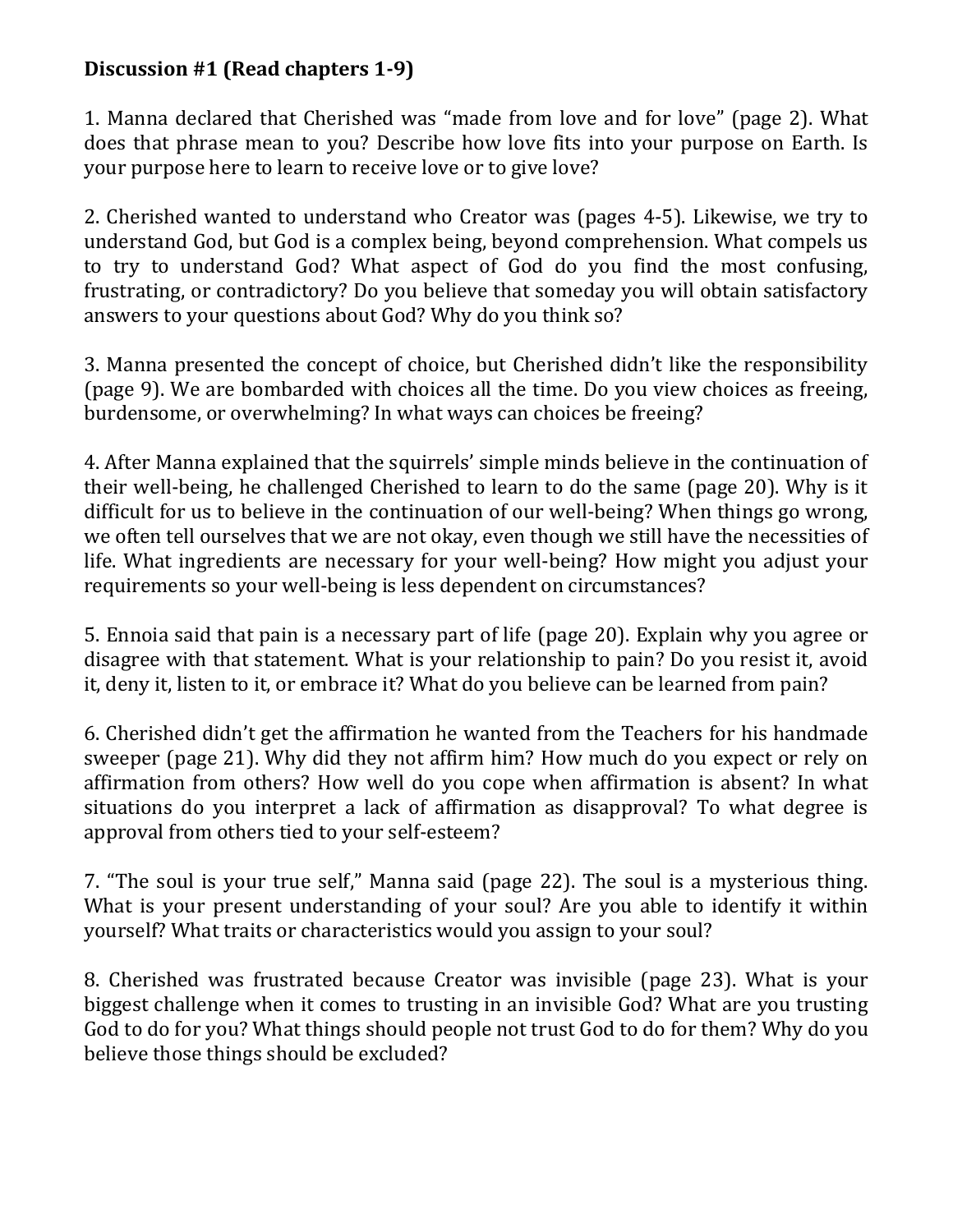**Discussion #1 (Read chapters 1-9)**

1. Manna declared that Cherished was "made from love and for love" (page 2). What does that phrase mean to you? Describe how love fits into your purpose on Earth. Is your purpose here to learn to receive love or to give love?

2. Cherished wanted to understand who Creator was (pages 4-5). Likewise, we try to understand God, but God is a complex being, beyond comprehension. What compels us to try to understand God? What aspect of God do you find the most confusing, frustrating, or contradictory? Do you believe that someday you will obtain satisfactory answers to your questions about God? Why do you think so?

3. Manna presented the concept of choice, but Cherished didn't like the responsibility (page 9). We are bombarded with choices all the time. Do you view choices as freeing, burdensome, or overwhelming? In what ways can choices be freeing?

4. After Manna explained that the squirrels' simple minds believe in the continuation of their well-being, he challenged Cherished to learn to do the same (page 20). Why is it difficult for us to believe in the continuation of our well-being? When things go wrong, we often tell ourselves that we are not okay, even though we still have the necessities of life. What ingredients are necessary for your well-being? How might you adjust your requirements so your well-being is less dependent on circumstances?

5. Ennoia said that pain is a necessary part of life (page 20). Explain why you agree or disagree with that statement. What is your relationship to pain? Do you resist it, avoid it, deny it, listen to it, or embrace it? What do you believe can be learned from pain?

6. Cherished didn't get the affirmation he wanted from the Teachers for his handmade sweeper (page 21). Why did they not affirm him? How much do you expect or rely on affirmation from others? How well do you cope when affirmation is absent? In what situations do you interpret a lack of affirmation as disapproval? To what degree is approval from others tied to your self-esteem?

7. "The soul is your true self," Manna said (page 22). The soul is a mysterious thing. What is your present understanding of your soul? Are you able to identify it within yourself? What traits or characteristics would you assign to your soul?

8. Cherished was frustrated because Creator was invisible (page 23). What is your biggest challenge when it comes to trusting in an invisible God? What are you trusting God to do for you? What things should people not trust God to do for them? Why do you believe those things should be excluded?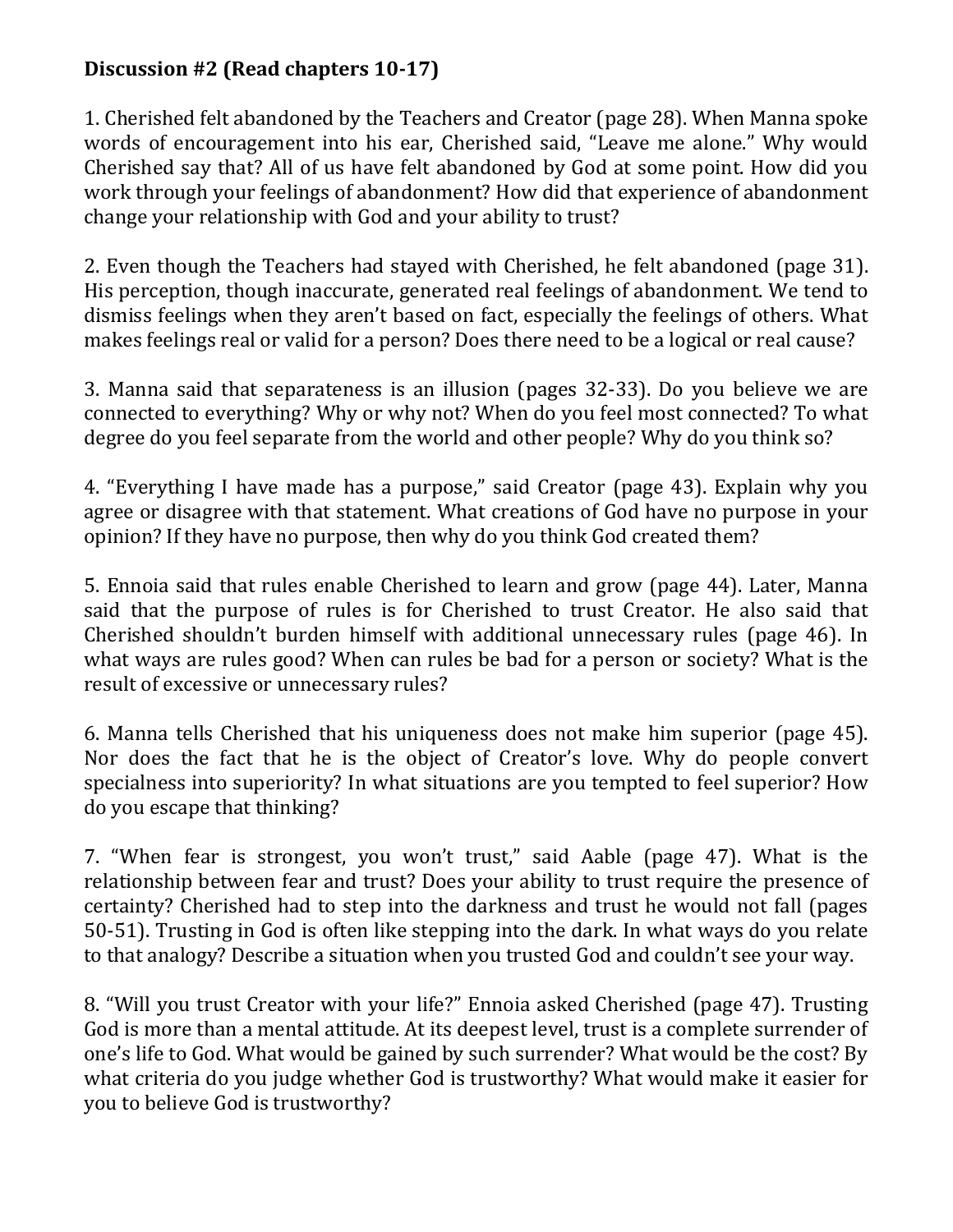**Discussion #2 (Read chapters 10-17)**

1. Cherished felt abandoned by the Teachers and Creator (page 28). When Manna spoke words of encouragement into his ear, Cherished said, "Leave me alone." Why would Cherished say that? All of us have felt abandoned by God at some point. How did you work through your feelings of abandonment? How did that experience of abandonment change your relationship with God and your ability to trust?

2. Even though the Teachers had stayed with Cherished, he felt abandoned (page 31). His perception, though inaccurate, generated real feelings of abandonment. We tend to dismiss feelings when they aren't based on fact, especially the feelings of others. What makes feelings real or valid for a person? Does there need to be a logical or real cause?

3. Manna said that separateness is an illusion (pages 32-33). Do you believe we are connected to everything? Why or why not? When do you feel most connected? To what degree do you feel separate from the world and other people? Why do you think so?

4. "Everything I have made has a purpose," said Creator (page 43). Explain why you agree or disagree with that statement. What creations of God have no purpose in your opinion? If they have no purpose, then why do you think God created them?

5. Ennoia said that rules enable Cherished to learn and grow (page 44). Later, Manna said that the purpose of rules is for Cherished to trust Creator. He also said that Cherished shouldn't burden himself with additional unnecessary rules (page 46). In what ways are rules good? When can rules be bad for a person or society? What is the result of excessive or unnecessary rules?

6. Manna tells Cherished that his uniqueness does not make him superior (page 45). Nor does the fact that he is the object of Creator's love. Why do people convert specialness into superiority? In what situations are you tempted to feel superior? How do you escape that thinking?

7. "When fear is strongest, you won't trust," said Aable (page 47). What is the relationship between fear and trust? Does your ability to trust require the presence of certainty? Cherished had to step into the darkness and trust he would not fall (pages 50-51). Trusting in God is often like stepping into the dark. In what ways do you relate to that analogy? Describe a situation when you trusted God and couldn't see your way.

8. "Will you trust Creator with your life?" Ennoia asked Cherished (page 47). Trusting God is more than a mental attitude. At its deepest level, trust is a complete surrender of one's life to God. What would be gained by such surrender? What would be the cost? By what criteria do you judge whether God is trustworthy? What would make it easier for you to believe God is trustworthy?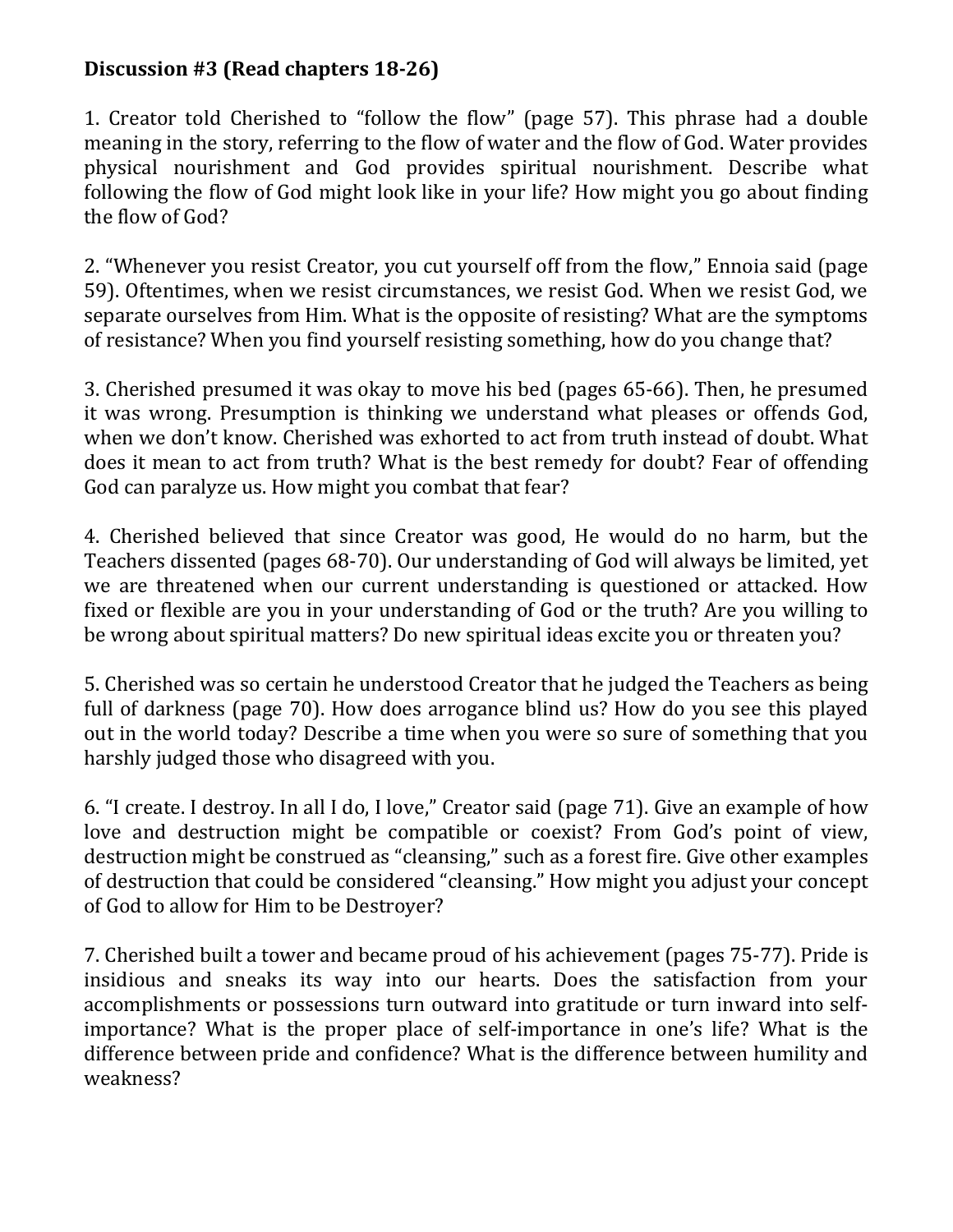**Discussion #3 (Read chapters 18-26)**

1. Creator told Cherished to "follow the flow" (page 57). This phrase had a double meaning in the story, referring to the flow of water and the flow of God. Water provides physical nourishment and God provides spiritual nourishment. Describe what following the flow of God might look like in your life? How might you go about finding the flow of God?

2. "Whenever you resist Creator, you cut yourself off from the flow," Ennoia said (page 59). Oftentimes, when we resist circumstances, we resist God. When we resist God, we separate ourselves from Him. What is the opposite of resisting? What are the symptoms of resistance? When you find yourself resisting something, how do you change that?

3. Cherished presumed it was okay to move his bed (pages 65-66). Then, he presumed it was wrong. Presumption is thinking we understand what pleases or offends God, when we don't know. Cherished was exhorted to act from truth instead of doubt. What does it mean to act from truth? What is the best remedy for doubt? Fear of offending God can paralyze us. How might you combat that fear?

4. Cherished believed that since Creator was good, He would do no harm, but the Teachers dissented (pages 68-70). Our understanding of God will always be limited, yet we are threatened when our current understanding is questioned or attacked. How fixed or flexible are you in your understanding of God or the truth? Are you willing to be wrong about spiritual matters? Do new spiritual ideas excite you or threaten you?

5. Cherished was so certain he understood Creator that he judged the Teachers as being full of darkness (page 70). How does arrogance blind us? How do you see this played out in the world today? Describe a time when you were so sure of something that you harshly judged those who disagreed with you.

6. "I create. I destroy. In all I do, I love," Creator said (page 71). Give an example of how love and destruction might be compatible or coexist? From God's point of view, destruction might be construed as "cleansing," such as a forest fire. Give other examples of destruction that could be considered "cleansing." How might you adjust your concept of God to allow for Him to be Destroyer?

7. Cherished built a tower and became proud of his achievement (pages 75-77). Pride is insidious and sneaks its way into our hearts. Does the satisfaction from your accomplishments or possessions turn outward into gratitude or turn inward into self-importance? What is the proper place of self-importance in one's life? What is the difference between pride and confidence? What is the difference between humility and weakness?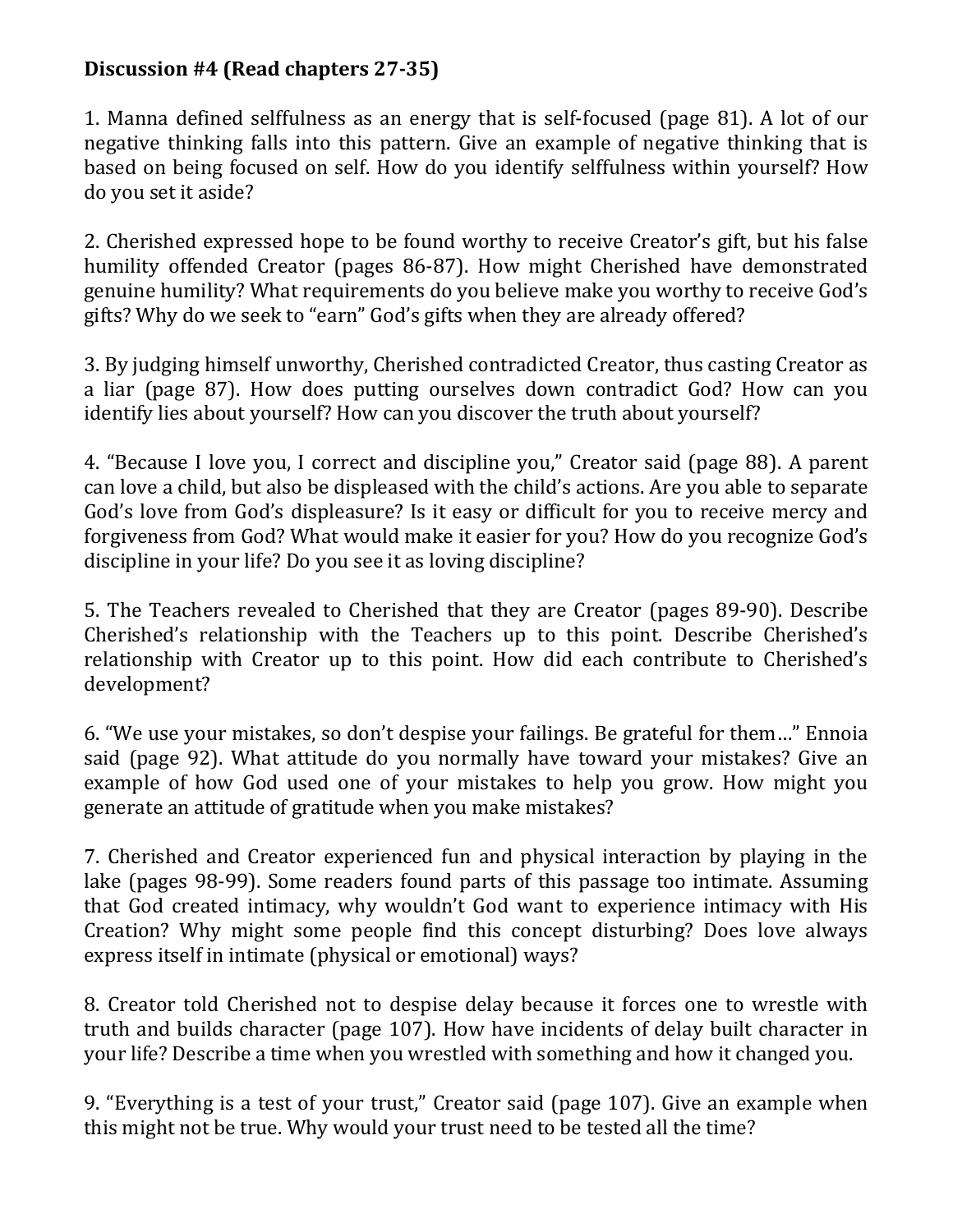**Discussion #4 (Read chapters 27-35)**

1. Manna defined selffulness as an energy that is self-focused (page 81). A lot of our negative thinking falls into this pattern. Give an example of negative thinking that is based on being focused on self. How do you identify selffulness within yourself? How do you set it aside?

2. Cherished expressed hope to be found worthy to receive Creator's gift, but his false humility offended Creator (pages 86-87). How might Cherished have demonstrated genuine humility? What requirements do you believe make you worthy to receive God's gifts? Why do we seek to "earn" God's gifts when they are already offered?

3. By judging himself unworthy, Cherished contradicted Creator, thus casting Creator as a liar (page 87). How does putting ourselves down contradict God? How can you identify lies about yourself? How can you discover the truth about yourself?

4. "Because I love you, I correct and discipline you," Creator said (page 88). A parent can love a child, but also be displeased with the child's actions. Are you able to separate God's love from God's displeasure? Is it easy or difficult for you to receive mercy and forgiveness from God? What would make it easier for you? How do you recognize God's discipline in your life? Do you see it as loving discipline?

5. The Teachers revealed to Cherished that they are Creator (pages 89-90). Describe Cherished's relationship with the Teachers up to this point. Describe Cherished's relationship with Creator up to this point. How did each contribute to Cherished's development?

6. "We use your mistakes, so don't despise your failings. Be grateful for them…" Ennoia said (page 92). What attitude do you normally have toward your mistakes? Give an example of how God used one of your mistakes to help you grow. How might you generate an attitude of gratitude when you make mistakes?

7. Cherished and Creator experienced fun and physical interaction by playing in the lake (pages 98-99). Some readers found parts of this passage too intimate. Assuming that God created intimacy, why wouldn't God want to experience intimacy with His Creation? Why might some people find this concept disturbing? Does love always express itself in intimate (physical or emotional) ways?

8. Creator told Cherished not to despise delay because it forces one to wrestle with truth and builds character (page 107). How have incidents of delay built character in your life? Describe a time when you wrestled with something and how it changed you.

9. "Everything is a test of your trust," Creator said (page 107). Give an example when this might not be true. Why would your trust need to be tested all the time?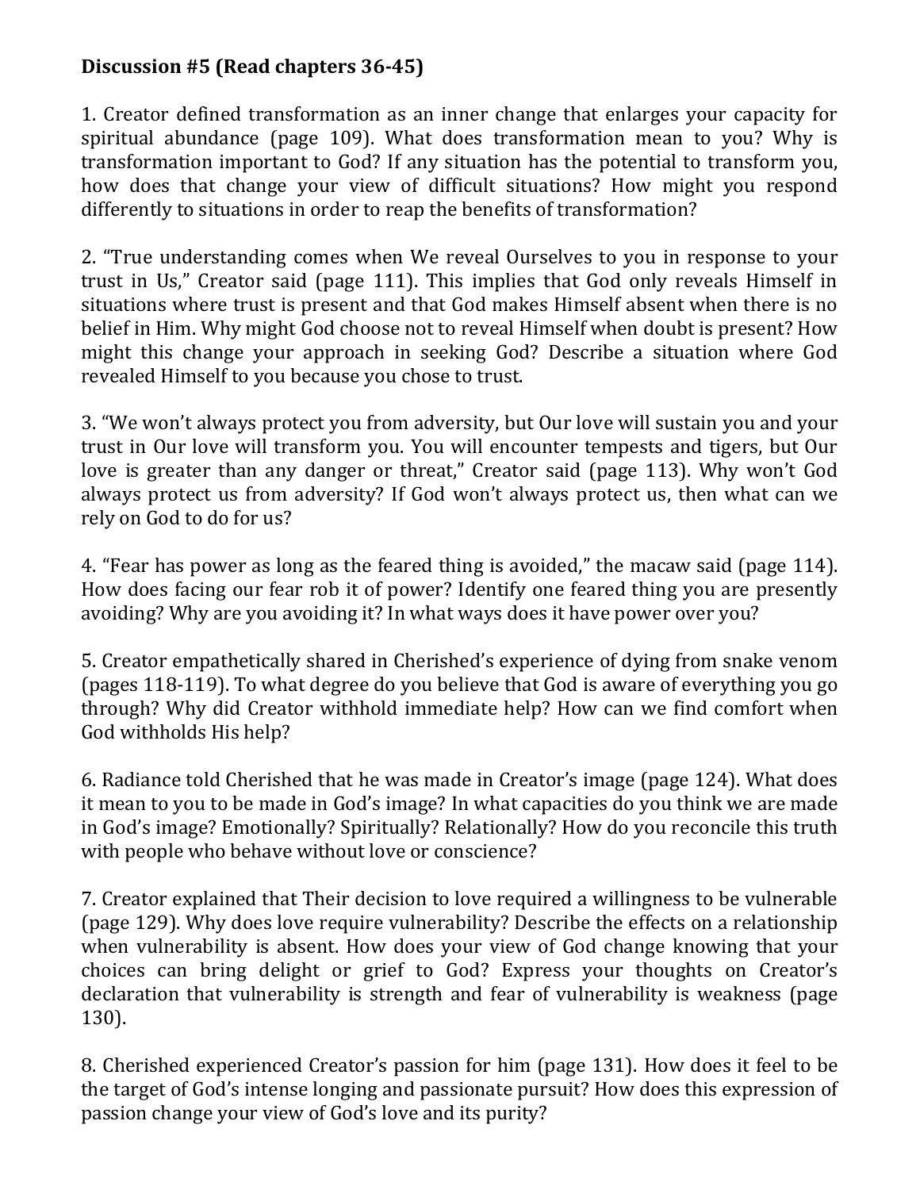**Discussion #5 (Read chapters 36-45)**

1. Creator defined transformation as an inner change that enlarges your capacity for spiritual abundance (page 109). What does transformation mean to you? Why is transformation important to God? If any situation has the potential to transform you, how does that change your view of difficult situations? How might you respond differently to situations in order to reap the benefits of transformation?

2. "True understanding comes when We reveal Ourselves to you in response to your trust in Us," Creator said (page 111). This implies that God only reveals Himself in situations where trust is present and that God makes Himself absent when there is no belief in Him. Why might God choose not to reveal Himself when doubt is present? How might this change your approach in seeking God? Describe a situation where God revealed Himself to you because you chose to trust.

3. "We won't always protect you from adversity, but Our love will sustain you and your trust in Our love will transform you. You will encounter tempests and tigers, but Our love is greater than any danger or threat," Creator said (page 113). Why won't God always protect us from adversity? If God won't always protect us, then what can we rely on God to do for us?

4. "Fear has power as long as the feared thing is avoided," the macaw said (page 114). How does facing our fear rob it of power? Identify one feared thing you are presently avoiding? Why are you avoiding it? In what ways does it have power over you?

5. Creator empathetically shared in Cherished's experience of dying from snake venom (pages 118-119). To what degree do you believe that God is aware of everything you go through? Why did Creator withhold immediate help? How can we find comfort when God withholds His help?

6. Radiance told Cherished that he was made in Creator's image (page 124). What does it mean to you to be made in God's image? In what capacities do you think we are made in God's image? Emotionally? Spiritually? Relationally? How do you reconcile this truth with people who behave without love or conscience?

7. Creator explained that Their decision to love required a willingness to be vulnerable (page 129). Why does love require vulnerability? Describe the effects on a relationship when vulnerability is absent. How does your view of God change knowing that your choices can bring delight or grief to God? Express your thoughts on Creator's declaration that vulnerability is strength and fear of vulnerability is weakness (page 130).

8. Cherished experienced Creator's passion for him (page 131). How does it feel to be the target of God's intense longing and passionate pursuit? How does this expression of passion change your view of God's love and its purity?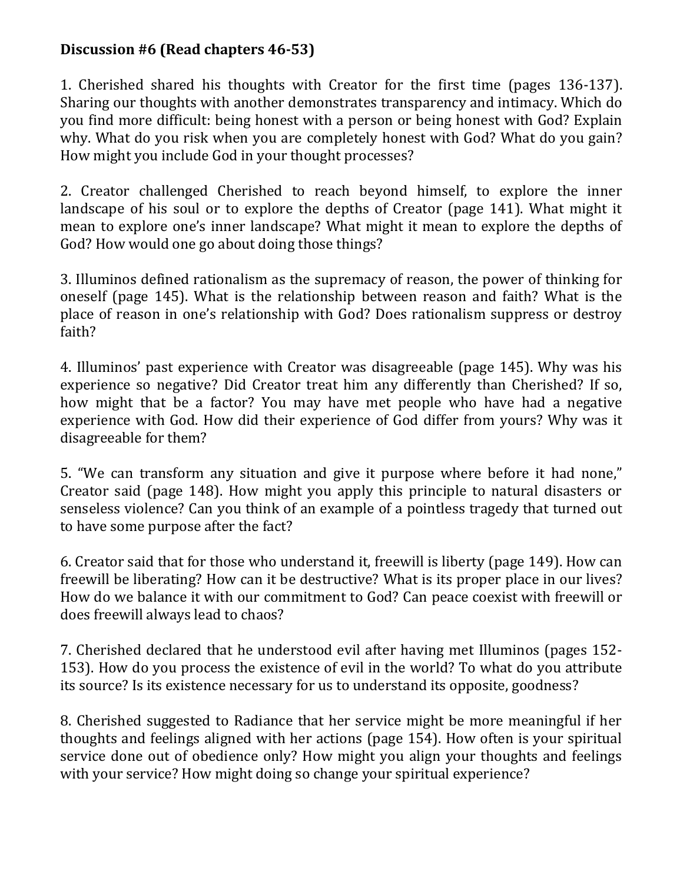**Discussion #6 (Read chapters 46-53)**

1. Cherished shared his thoughts with Creator for the first time (pages 136-137). Sharing our thoughts with another demonstrates transparency and intimacy. Which do you find more difficult: being honest with a person or being honest with God? Explain why. What do you risk when you are completely honest with God? What do you gain? How might you include God in your thought processes?

2. Creator challenged Cherished to reach beyond himself, to explore the inner landscape of his soul or to explore the depths of Creator (page 141). What might it mean to explore one's inner landscape? What might it mean to explore the depths of God? How would one go about doing those things?

3. Illuminos defined rationalism as the supremacy of reason, the power of thinking for oneself (page 145). What is the relationship between reason and faith? What is the place of reason in one's relationship with God? Does rationalism suppress or destroy faith?

4. Illuminos' past experience with Creator was disagreeable (page 145). Why was his experience so negative? Did Creator treat him any differently than Cherished? If so, how might that be a factor? You may have met people who have had a negative experience with God. How did their experience of God differ from yours? Why was it disagreeable for them?

5. "We can transform any situation and give it purpose where before it had none," Creator said (page 148). How might you apply this principle to natural disasters or senseless violence? Can you think of an example of a pointless tragedy that turned out to have some purpose after the fact?

6. Creator said that for those who understand it, freewill is liberty (page 149). How can freewill be liberating? How can it be destructive? What is its proper place in our lives? How do we balance it with our commitment to God? Can peace coexist with freewill or does freewill always lead to chaos?

7. Cherished declared that he understood evil after having met Illuminos (pages 152-153). How do you process the existence of evil in the world? To what do you attribute its source? Is its existence necessary for us to understand its opposite, goodness?

8. Cherished suggested to Radiance that her service might be more meaningful if her thoughts and feelings aligned with her actions (page 154). How often is your spiritual service done out of obedience only? How might you align your thoughts and feelings with your service? How might doing so change your spiritual experience?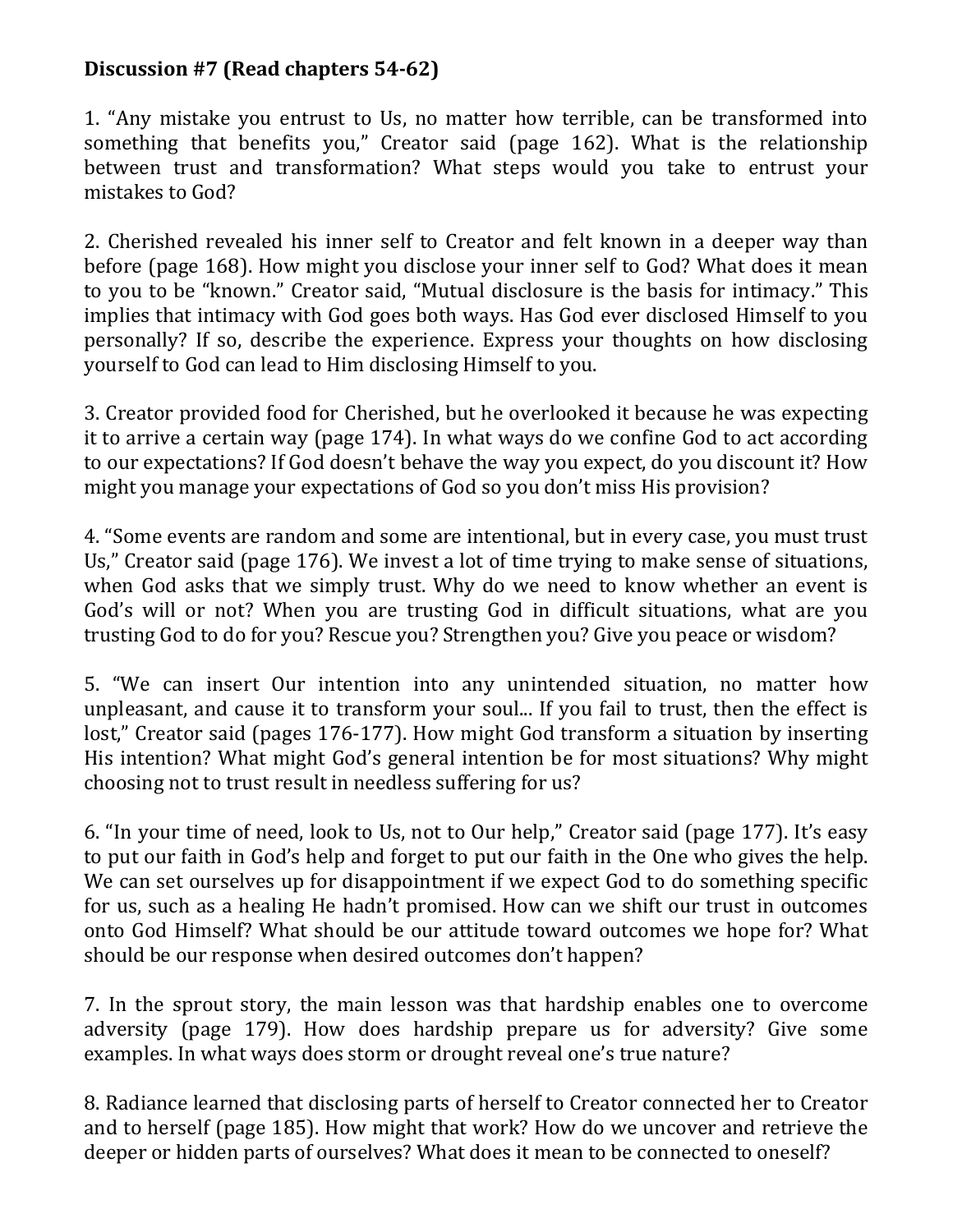**Discussion #7 (Read chapters 54-62)**

1. "Any mistake you entrust to Us, no matter how terrible, can be transformed into something that benefits you," Creator said (page 162). What is the relationship between trust and transformation? What steps would you take to entrust your mistakes to God?

2. Cherished revealed his inner self to Creator and felt known in a deeper way than before (page 168). How might you disclose your inner self to God? What does it mean to you to be "known." Creator said, "Mutual disclosure is the basis for intimacy." This implies that intimacy with God goes both ways. Has God ever disclosed Himself to you personally? If so, describe the experience. Express your thoughts on how disclosing yourself to God can lead to Him disclosing Himself to you.

3. Creator provided food for Cherished, but he overlooked it because he was expecting it to arrive a certain way (page 174). In what ways do we confine God to act according to our expectations? If God doesn't behave the way you expect, do you discount it? How might you manage your expectations of God so you don't miss His provision?

4. "Some events are random and some are intentional, but in every case, you must trust Us," Creator said (page 176). We invest a lot of time trying to make sense of situations, when God asks that we simply trust. Why do we need to know whether an event is God's will or not? When you are trusting God in difficult situations, what are you trusting God to do for you? Rescue you? Strengthen you? Give you peace or wisdom?

5. "We can insert Our intention into any unintended situation, no matter how unpleasant, and cause it to transform your soul... If you fail to trust, then the effect is lost," Creator said (pages 176-177). How might God transform a situation by inserting His intention? What might God's general intention be for most situations? Why might choosing not to trust result in needless suffering for us?

6. "In your time of need, look to Us, not to Our help," Creator said (page 177). It's easy to put our faith in God's help and forget to put our faith in the One who gives the help. We can set ourselves up for disappointment if we expect God to do something specific for us, such as a healing He hadn't promised. How can we shift our trust in outcomes onto God Himself? What should be our attitude toward outcomes we hope for? What should be our response when desired outcomes don't happen?

7. In the sprout story, the main lesson was that hardship enables one to overcome adversity (page 179). How does hardship prepare us for adversity? Give some examples. In what ways does storm or drought reveal one's true nature?

8. Radiance learned that disclosing parts of herself to Creator connected her to Creator and to herself (page 185). How might that work? How do we uncover and retrieve the deeper or hidden parts of ourselves? What does it mean to be connected to oneself?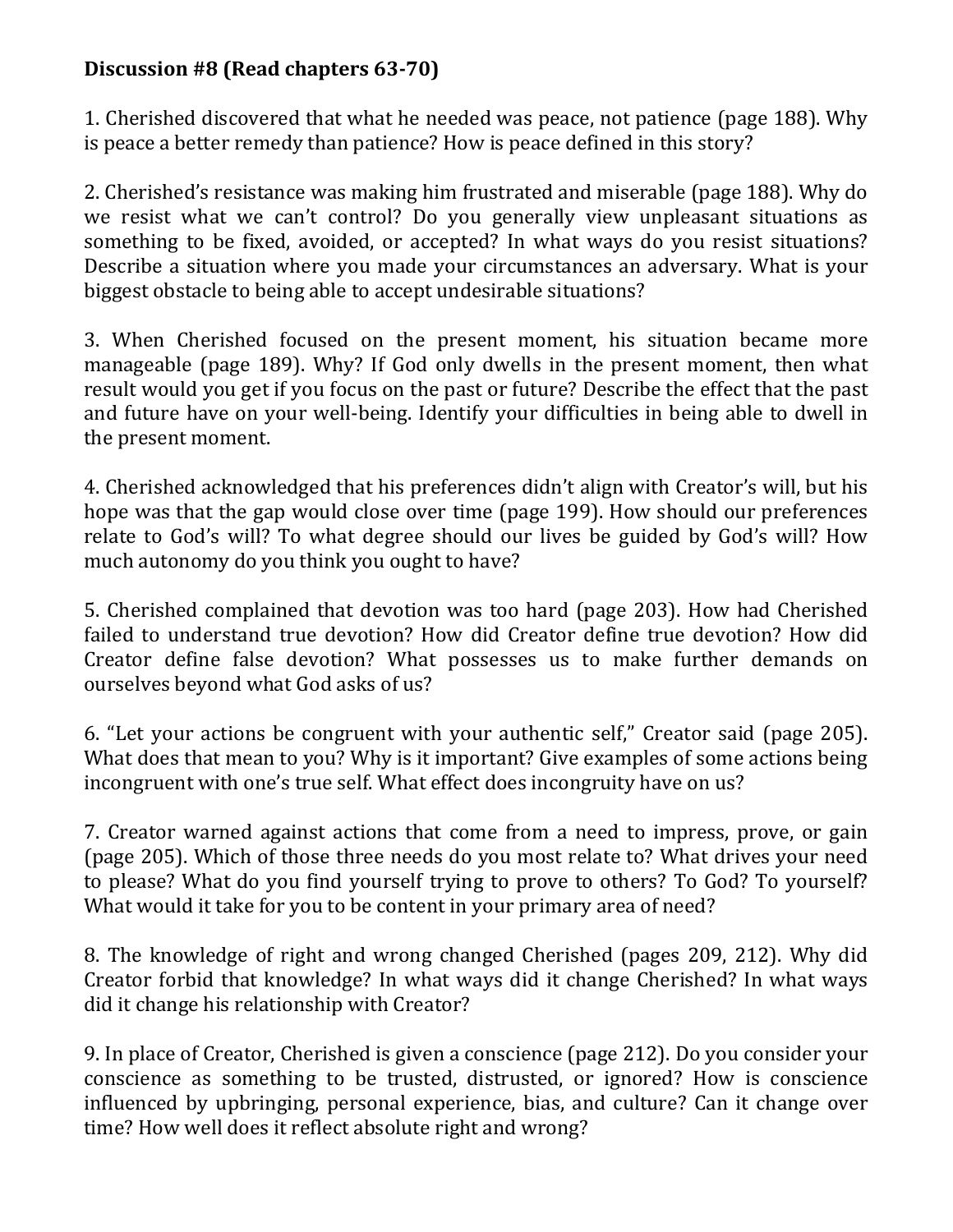**Discussion #8 (Read chapters 63-70)**

1. Cherished discovered that what he needed was peace, not patience (page 188). Why is peace a better remedy than patience? How is peace defined in this story?

2. Cherished's resistance was making him frustrated and miserable (page 188). Why do we resist what we can't control? Do you generally view unpleasant situations as something to be fixed, avoided, or accepted? In what ways do you resist situations? Describe a situation where you made your circumstances an adversary. What is your biggest obstacle to being able to accept undesirable situations?

3. When Cherished focused on the present moment, his situation became more manageable (page 189). Why? If God only dwells in the present moment, then what result would you get if you focus on the past or future? Describe the effect that the past and future have on your well-being. Identify your difficulties in being able to dwell in the present moment.

4. Cherished acknowledged that his preferences didn't align with Creator's will, but his hope was that the gap would close over time (page 199). How should our preferences relate to God's will? To what degree should our lives be guided by God's will? How much autonomy do you think you ought to have?

5. Cherished complained that devotion was too hard (page 203). How had Cherished failed to understand true devotion? How did Creator define true devotion? How did Creator define false devotion? What possesses us to make further demands on ourselves beyond what God asks of us?

6. "Let your actions be congruent with your authentic self," Creator said (page 205). What does that mean to you? Why is it important? Give examples of some actions being incongruent with one's true self. What effect does incongruity have on us?

7. Creator warned against actions that come from a need to impress, prove, or gain (page 205). Which of those three needs do you most relate to? What drives your need to please? What do you find yourself trying to prove to others? To God? To yourself? What would it take for you to be content in your primary area of need?

8. The knowledge of right and wrong changed Cherished (pages 209, 212). Why did Creator forbid that knowledge? In what ways did it change Cherished? In what ways did it change his relationship with Creator?

9. In place of Creator, Cherished is given a conscience (page 212). Do you consider your conscience as something to be trusted, distrusted, or ignored? How is conscience influenced by upbringing, personal experience, bias, and culture? Can it change over time? How well does it reflect absolute right and wrong?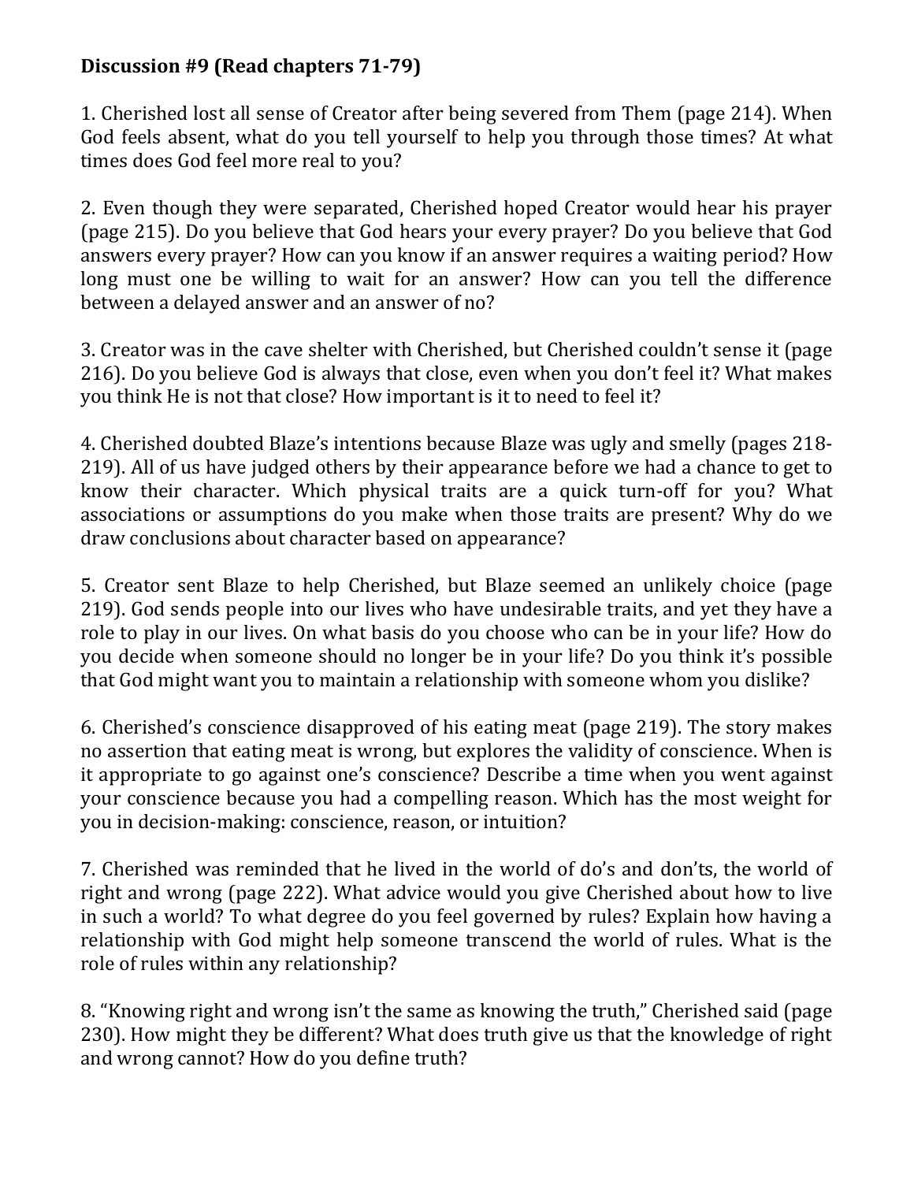**Discussion #9 (Read chapters 71-79)**

1. Cherished lost all sense of Creator after being severed from Them (page 214). When God feels absent, what do you tell yourself to help you through those times? At what times does God feel more real to you?

2. Even though they were separated, Cherished hoped Creator would hear his prayer (page 215). Do you believe that God hears your every prayer? Do you believe that God answers every prayer? How can you know if an answer requires a waiting period? How long must one be willing to wait for an answer? How can you tell the difference between a delayed answer and an answer of no?

3. Creator was in the cave shelter with Cherished, but Cherished couldn't sense it (page 216). Do you believe God is always that close, even when you don't feel it? What makes you think He is not that close? How important is it to need to feel it?

4. Cherished doubted Blaze's intentions because Blaze was ugly and smelly (pages 218-219). All of us have judged others by their appearance before we had a chance to get to know their character. Which physical traits are a quick turn-off for you? What associations or assumptions do you make when those traits are present? Why do we draw conclusions about character based on appearance?

5. Creator sent Blaze to help Cherished, but Blaze seemed an unlikely choice (page 219). God sends people into our lives who have undesirable traits, and yet they have a role to play in our lives. On what basis do you choose who can be in your life? How do you decide when someone should no longer be in your life? Do you think it's possible that God might want you to maintain a relationship with someone whom you dislike?

6. Cherished's conscience disapproved of his eating meat (page 219). The story makes no assertion that eating meat is wrong, but explores the validity of conscience. When is it appropriate to go against one's conscience? Describe a time when you went against your conscience because you had a compelling reason. Which has the most weight for you in decision-making: conscience, reason, or intuition?

7. Cherished was reminded that he lived in the world of do's and don'ts, the world of right and wrong (page 222). What advice would you give Cherished about how to live in such a world? To what degree do you feel governed by rules? Explain how having a relationship with God might help someone transcend the world of rules. What is the role of rules within any relationship?

8. "Knowing right and wrong isn't the same as knowing the truth," Cherished said (page 230). How might they be different? What does truth give us that the knowledge of right and wrong cannot? How do you define truth?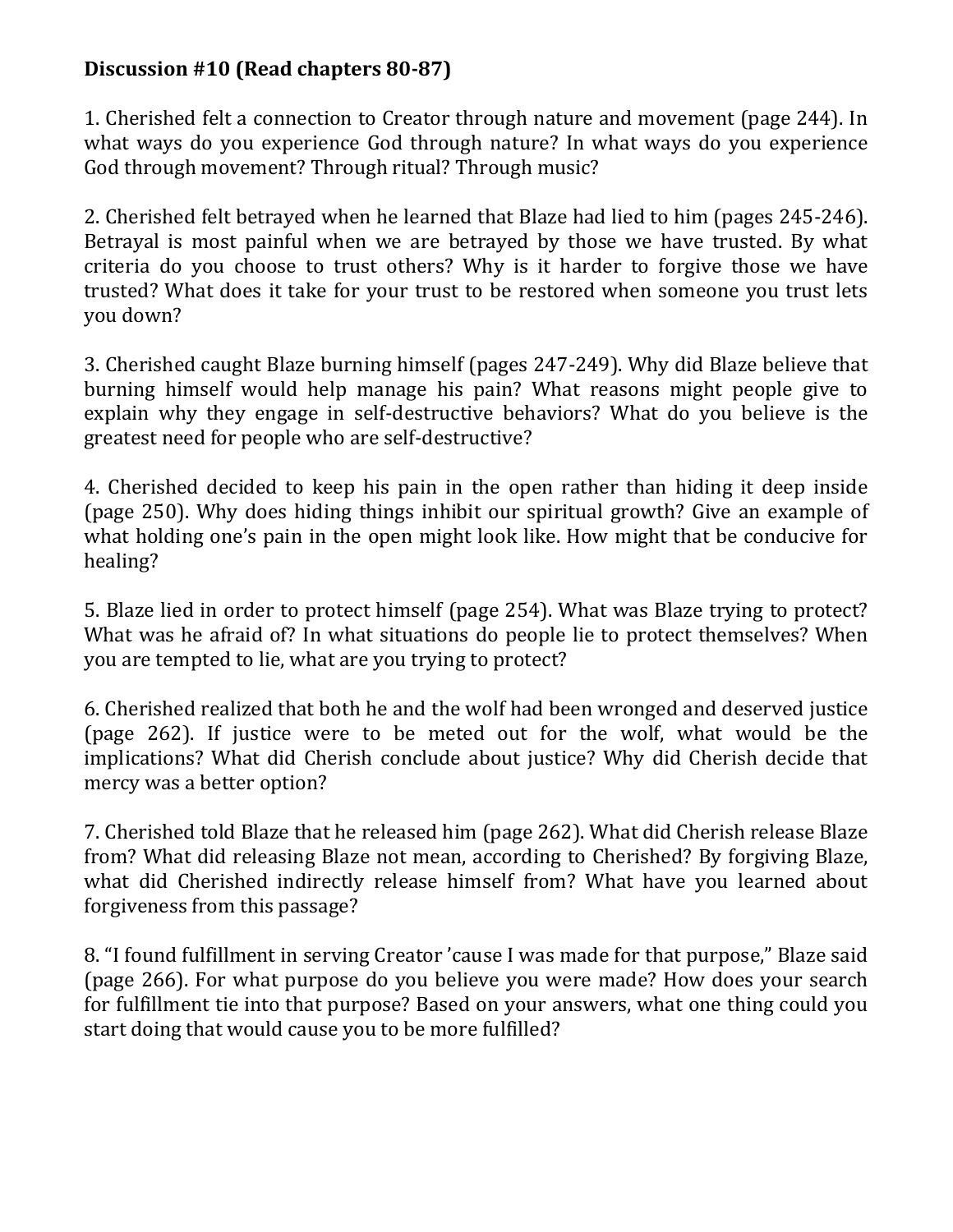**Discussion #10 (Read chapters 80-87)**

1. Cherished felt a connection to Creator through nature and movement (page 244). In what ways do you experience God through nature? In what ways do you experience God through movement? Through ritual? Through music?

2. Cherished felt betrayed when he learned that Blaze had lied to him (pages 245-246). Betrayal is most painful when we are betrayed by those we have trusted. By what criteria do you choose to trust others? Why is it harder to forgive those we have trusted? What does it take for your trust to be restored when someone you trust lets you down?

3. Cherished caught Blaze burning himself (pages 247-249). Why did Blaze believe that burning himself would help manage his pain? What reasons might people give to explain why they engage in self-destructive behaviors? What do you believe is the greatest need for people who are self-destructive?

4. Cherished decided to keep his pain in the open rather than hiding it deep inside (page 250). Why does hiding things inhibit our spiritual growth? Give an example of what holding one's pain in the open might look like. How might that be conducive for healing?

5. Blaze lied in order to protect himself (page 254). What was Blaze trying to protect? What was he afraid of? In what situations do people lie to protect themselves? When you are tempted to lie, what are you trying to protect?

6. Cherished realized that both he and the wolf had been wronged and deserved justice (page 262). If justice were to be meted out for the wolf, what would be the implications? What did Cherish conclude about justice? Why did Cherish decide that mercy was a better option?

7. Cherished told Blaze that he released him (page 262). What did Cherish release Blaze from? What did releasing Blaze not mean, according to Cherished? By forgiving Blaze, what did Cherished indirectly release himself from? What have you learned about forgiveness from this passage?

8. "I found fulfillment in serving Creator 'cause I was made for that purpose," Blaze said (page 266). For what purpose do you believe you were made? How does your search for fulfillment tie into that purpose? Based on your answers, what one thing could you start doing that would cause you to be more fulfilled?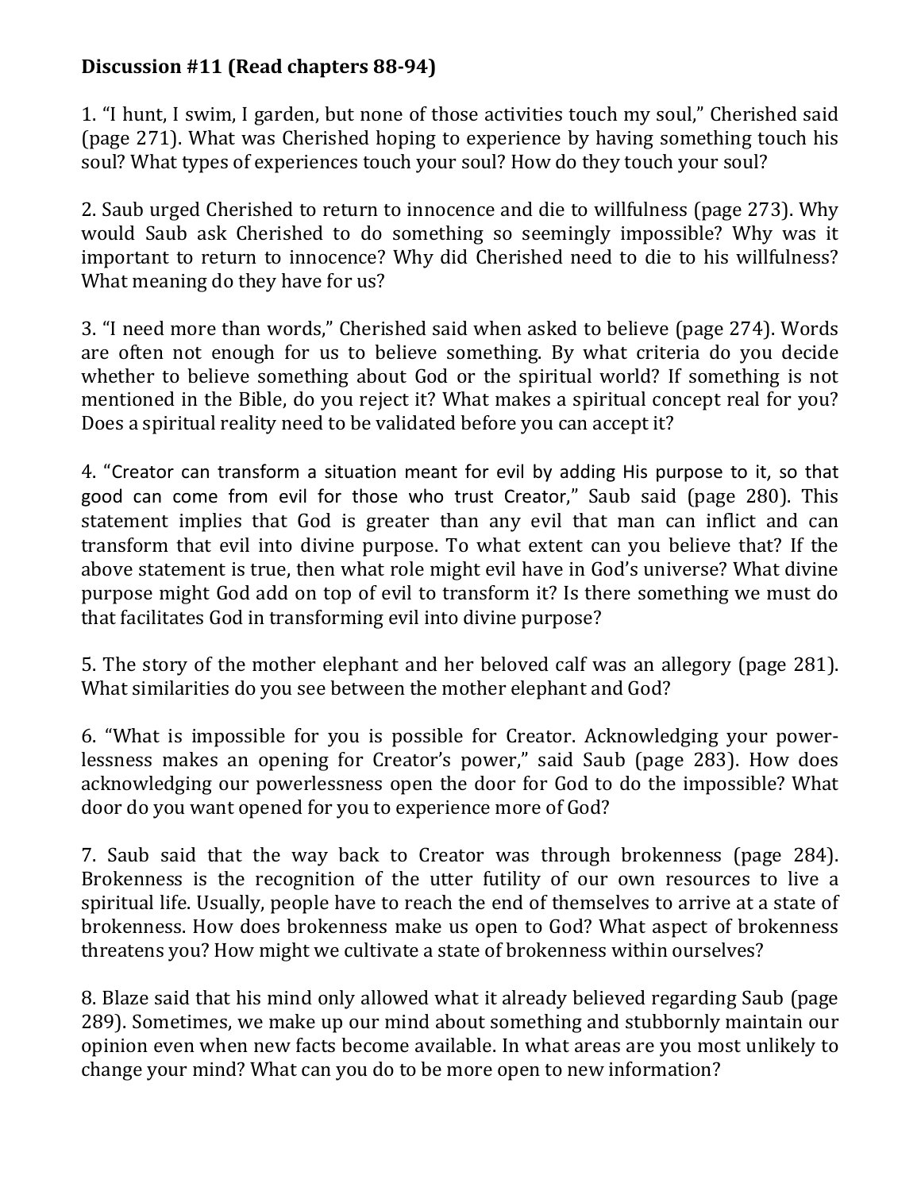**Discussion #11 (Read chapters 88-94)**

1. “I hunt, I swim, I garden, but none of those activities touch my soul,” Cherished said (page 271). What was Cherished hoping to experience by having something touch his soul? What types of experiences touch your soul? How do they touch your soul?

2. Saub urged Cherished to return to innocence and die to willfulness (page 273). Why would Saub ask Cherished to do something so seemingly impossible? Why was it important to return to innocence? Why did Cherished need to die to his willfulness? What meaning do they have for us?

3. “I need more than words,” Cherished said when asked to believe (page 274). Words are often not enough for us to believe something. By what criteria do you decide whether to believe something about God or the spiritual world? If something is not mentioned in the Bible, do you reject it? What makes a spiritual concept real for you? Does a spiritual reality need to be validated before you can accept it?

4. “Creator can transform a situation meant for evil by adding His purpose to it, so that good can come from evil for those who trust Creator,” Saub said (page 280). This statement implies that God is greater than any evil that man can inflict and can transform that evil into divine purpose. To what extent can you believe that? If the above statement is true, then what role might evil have in God’s universe? What divine purpose might God add on top of evil to transform it? Is there something we must do that facilitates God in transforming evil into divine purpose?

5. The story of the mother elephant and her beloved calf was an allegory (page 281). What similarities do you see between the mother elephant and God?

6. “What is impossible for you is possible for Creator. Acknowledging your powerlessness makes an opening for Creator’s power,” said Saub (page 283). How does acknowledging our powerlessness open the door for God to do the impossible? What door do you want opened for you to experience more of God?

7. Saub said that the way back to Creator was through brokenness (page 284). Brokenness is the recognition of the utter futility of our own resources to live a spiritual life. Usually, people have to reach the end of themselves to arrive at a state of brokenness. How does brokenness make us open to God? What aspect of brokenness threatens you? How might we cultivate a state of brokenness within ourselves?

8. Blaze said that his mind only allowed what it already believed regarding Saub (page 289). Sometimes, we make up our mind about something and stubbornly maintain our opinion even when new facts become available. In what areas are you most unlikely to change your mind? What can you do to be more open to new information?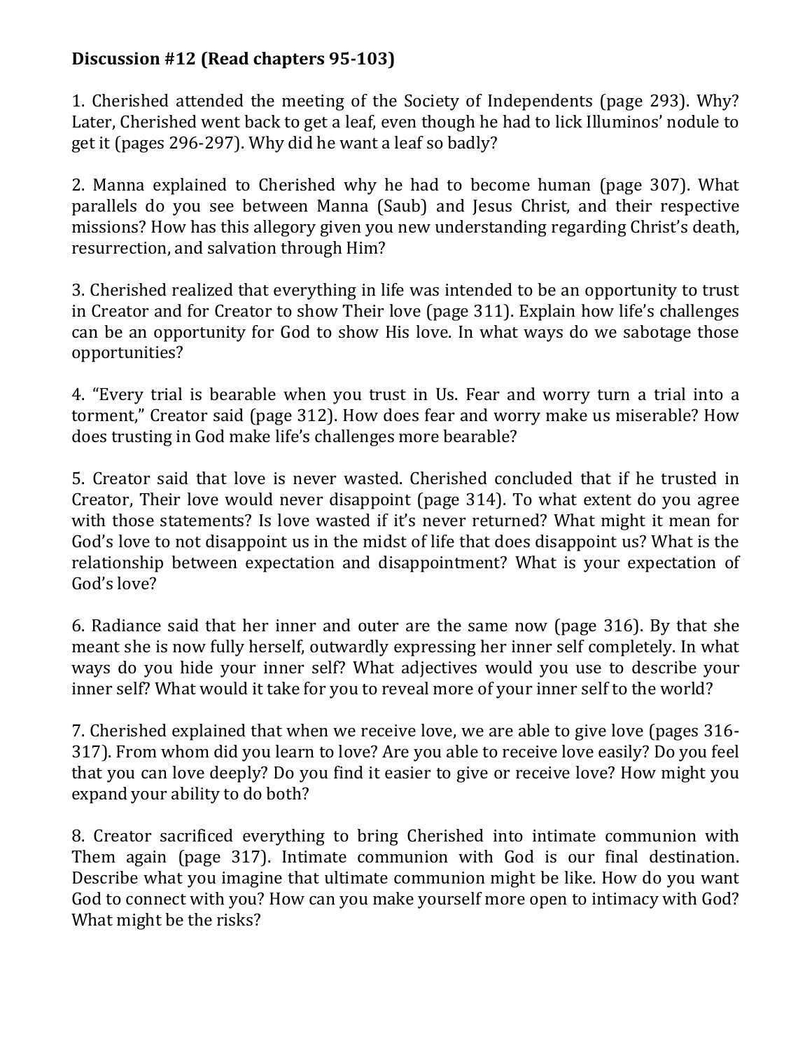**Discussion #12 (Read chapters 95-103)**

1. Cherished attended the meeting of the Society of Independents (page 293). Why? Later, Cherished went back to get a leaf, even though he had to lick Illuminos' nodule to get it (pages 296-297). Why did he want a leaf so badly?

2. Manna explained to Cherished why he had to become human (page 307). What parallels do you see between Manna (Saub) and Jesus Christ, and their respective missions? How has this allegory given you new understanding regarding Christ's death, resurrection, and salvation through Him?

3. Cherished realized that everything in life was intended to be an opportunity to trust in Creator and for Creator to show Their love (page 311). Explain how life's challenges can be an opportunity for God to show His love. In what ways do we sabotage those opportunities?

4. "Every trial is bearable when you trust in Us. Fear and worry turn a trial into a torment," Creator said (page 312). How does fear and worry make us miserable? How does trusting in God make life's challenges more bearable?

5. Creator said that love is never wasted. Cherished concluded that if he trusted in Creator, Their love would never disappoint (page 314). To what extent do you agree with those statements? Is love wasted if it's never returned? What might it mean for God's love to not disappoint us in the midst of life that does disappoint us? What is the relationship between expectation and disappointment? What is your expectation of God's love?

6. Radiance said that her inner and outer are the same now (page 316). By that she meant she is now fully herself, outwardly expressing her inner self completely. In what ways do you hide your inner self? What adjectives would you use to describe your inner self? What would it take for you to reveal more of your inner self to the world?

7. Cherished explained that when we receive love, we are able to give love (pages 316-317). From whom did you learn to love? Are you able to receive love easily? Do you feel that you can love deeply? Do you find it easier to give or receive love? How might you expand your ability to do both?

8. Creator sacrificed everything to bring Cherished into intimate communion with Them again (page 317). Intimate communion with God is our final destination. Describe what you imagine that ultimate communion might be like. How do you want God to connect with you? How can you make yourself more open to intimacy with God? What might be the risks?